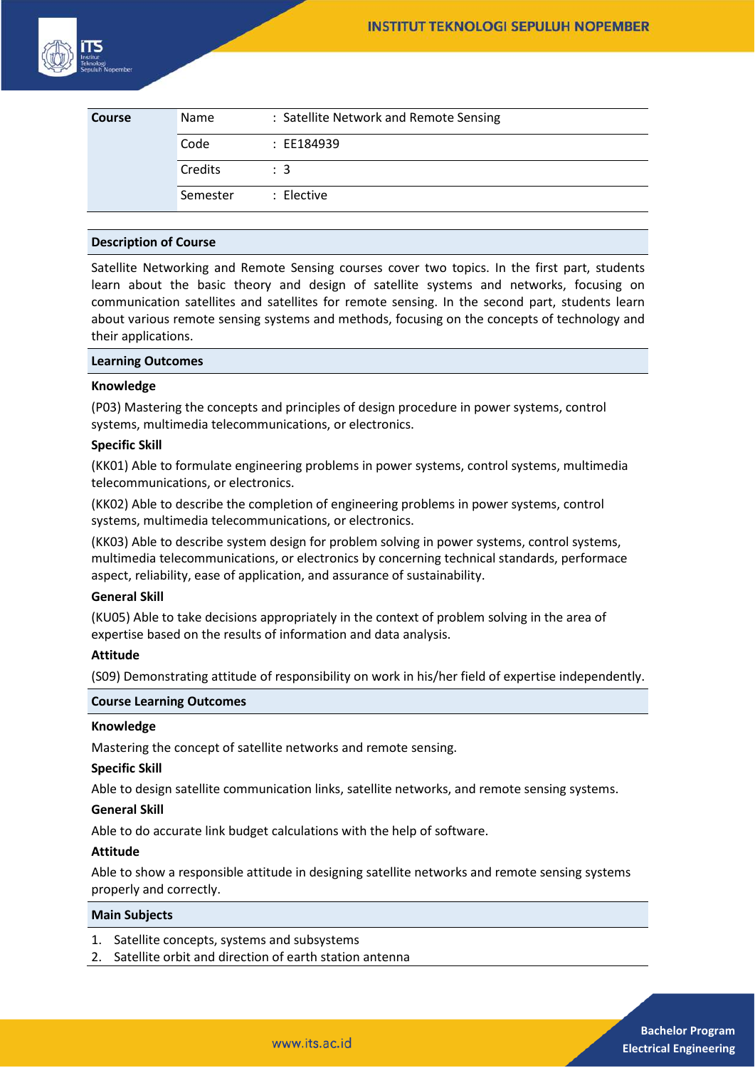| Course | | | |
|---|---|---|---|
| | Name | : | Satellite Network and Remote Sensing |
| | Code | : | EE184939 |
| | Credits | : | 3 |
| | Semester | : | Elective |

## Description of Course

Satellite Networking and Remote Sensing courses cover two topics. In the first part, students learn about the basic theory and design of satellite systems and networks, focusing on communication satellites and satellites for remote sensing. In the second part, students learn about various remote sensing systems and methods, focusing on the concepts of technology and their applications.

## Learning Outcomes

**Knowledge**

(P03) Mastering the concepts and principles of design procedure in power systems, control systems, multimedia telecommunications, or electronics.

**Specific Skill**

(KK01) Able to formulate engineering problems in power systems, control systems, multimedia telecommunications, or electronics.

(KK02) Able to describe the completion of engineering problems in power systems, control systems, multimedia telecommunications, or electronics.

(KK03) Able to describe system design for problem solving in power systems, control systems, multimedia telecommunications, or electronics by concerning technical standards, performace aspect, reliability, ease of application, and assurance of sustainability.

**General Skill**

(KU05) Able to take decisions appropriately in the context of problem solving in the area of expertise based on the results of information and data analysis.

**Attitude**

(S09) Demonstrating attitude of responsibility on work in his/her field of expertise independently.

## Course Learning Outcomes

**Knowledge**

Mastering the concept of satellite networks and remote sensing.

**Specific Skill**

Able to design satellite communication links, satellite networks, and remote sensing systems.

**General Skill**

Able to do accurate link budget calculations with the help of software.

**Attitude**

Able to show a responsible attitude in designing satellite networks and remote sensing systems properly and correctly.

## Main Subjects

1. Satellite concepts, systems and subsystems
2. Satellite orbit and direction of earth station antenna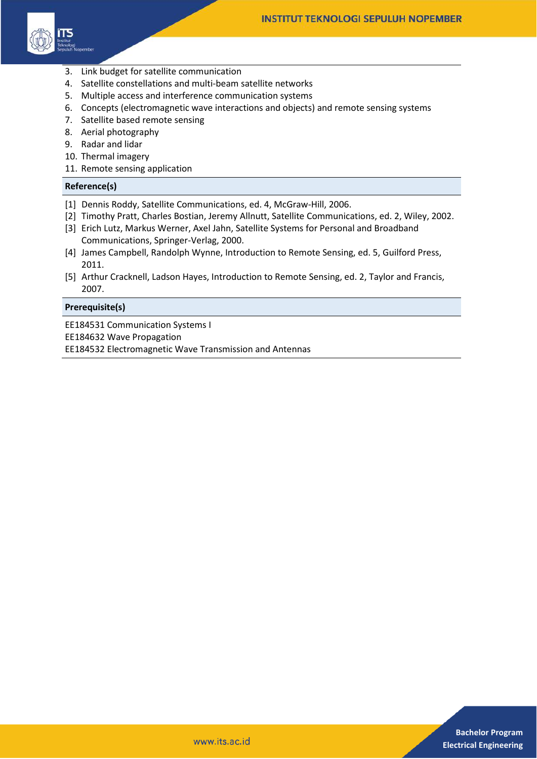3. Link budget for satellite communication
4. Satellite constellations and multi-beam satellite networks
5. Multiple access and interference communication systems
6. Concepts (electromagnetic wave interactions and objects) and remote sensing systems
7. Satellite based remote sensing
8. Aerial photography
9. Radar and lidar
10. Thermal imagery
11. Remote sensing application

**Reference(s)**

[1] Dennis Roddy, Satellite Communications, ed. 4, McGraw-Hill, 2006.
[2] Timothy Pratt, Charles Bostian, Jeremy Allnutt, Satellite Communications, ed. 2, Wiley, 2002.
[3] Erich Lutz, Markus Werner, Axel Jahn, Satellite Systems for Personal and Broadband Communications, Springer-Verlag, 2000.
[4] James Campbell, Randolph Wynne, Introduction to Remote Sensing, ed. 5, Guilford Press, 2011.
[5] Arthur Cracknell, Ladson Hayes, Introduction to Remote Sensing, ed. 2, Taylor and Francis, 2007.

**Prerequisite(s)**

EE184531 Communication Systems I
EE184632 Wave Propagation
EE184532 Electromagnetic Wave Transmission and Antennas